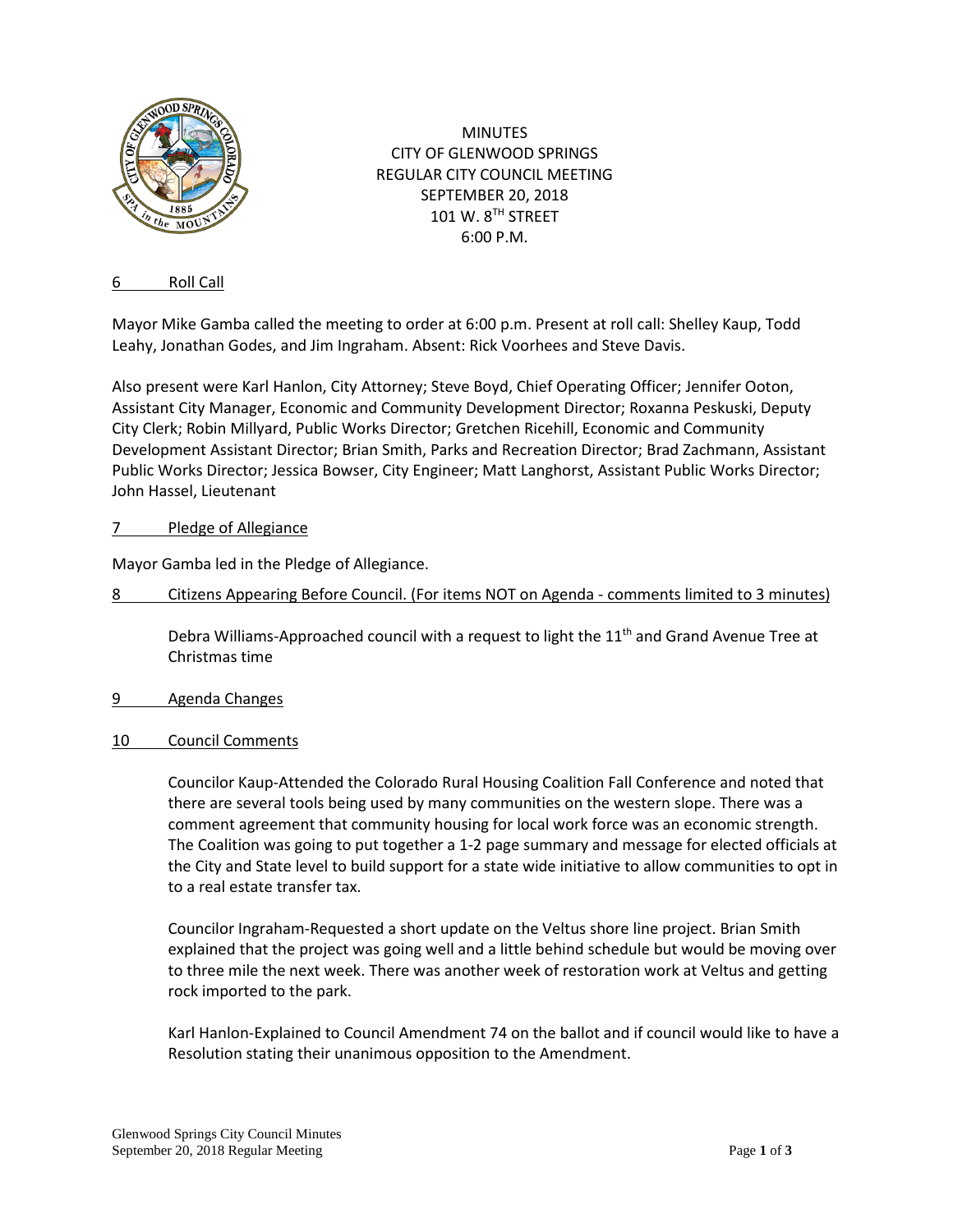MINUTES
CITY OF GLENWOOD SPRINGS
REGULAR CITY COUNCIL MEETING
SEPTEMBER 20, 2018
101 W. 8TH STREET
6:00 P.M.

## 6 Roll Call

Mayor Mike Gamba called the meeting to order at 6:00 p.m. Present at roll call: Shelley Kaup, Todd Leahy, Jonathan Godes, and Jim Ingraham. Absent: Rick Voorhees and Steve Davis.

Also present were Karl Hanlon, City Attorney; Steve Boyd, Chief Operating Officer; Jennifer Ooton, Assistant City Manager, Economic and Community Development Director; Roxanna Peskuski, Deputy City Clerk; Robin Millyard, Public Works Director; Gretchen Ricehill, Economic and Community Development Assistant Director; Brian Smith, Parks and Recreation Director; Brad Zachmann, Assistant Public Works Director; Jessica Bowser, City Engineer; Matt Langhorst, Assistant Public Works Director; John Hassel, Lieutenant

## 7 Pledge of Allegiance

Mayor Gamba led in the Pledge of Allegiance.

## 8 Citizens Appearing Before Council. (For items NOT on Agenda - comments limited to 3 minutes)

Debra Williams-Approached council with a request to light the 11th and Grand Avenue Tree at Christmas time

## 9 Agenda Changes

## 10 Council Comments

Councilor Kaup-Attended the Colorado Rural Housing Coalition Fall Conference and noted that there are several tools being used by many communities on the western slope. There was a comment agreement that community housing for local work force was an economic strength. The Coalition was going to put together a 1-2 page summary and message for elected officials at the City and State level to build support for a state wide initiative to allow communities to opt in to a real estate transfer tax.

Councilor Ingraham-Requested a short update on the Veltus shore line project. Brian Smith explained that the project was going well and a little behind schedule but would be moving over to three mile the next week. There was another week of restoration work at Veltus and getting rock imported to the park.

Karl Hanlon-Explained to Council Amendment 74 on the ballot and if council would like to have a Resolution stating their unanimous opposition to the Amendment.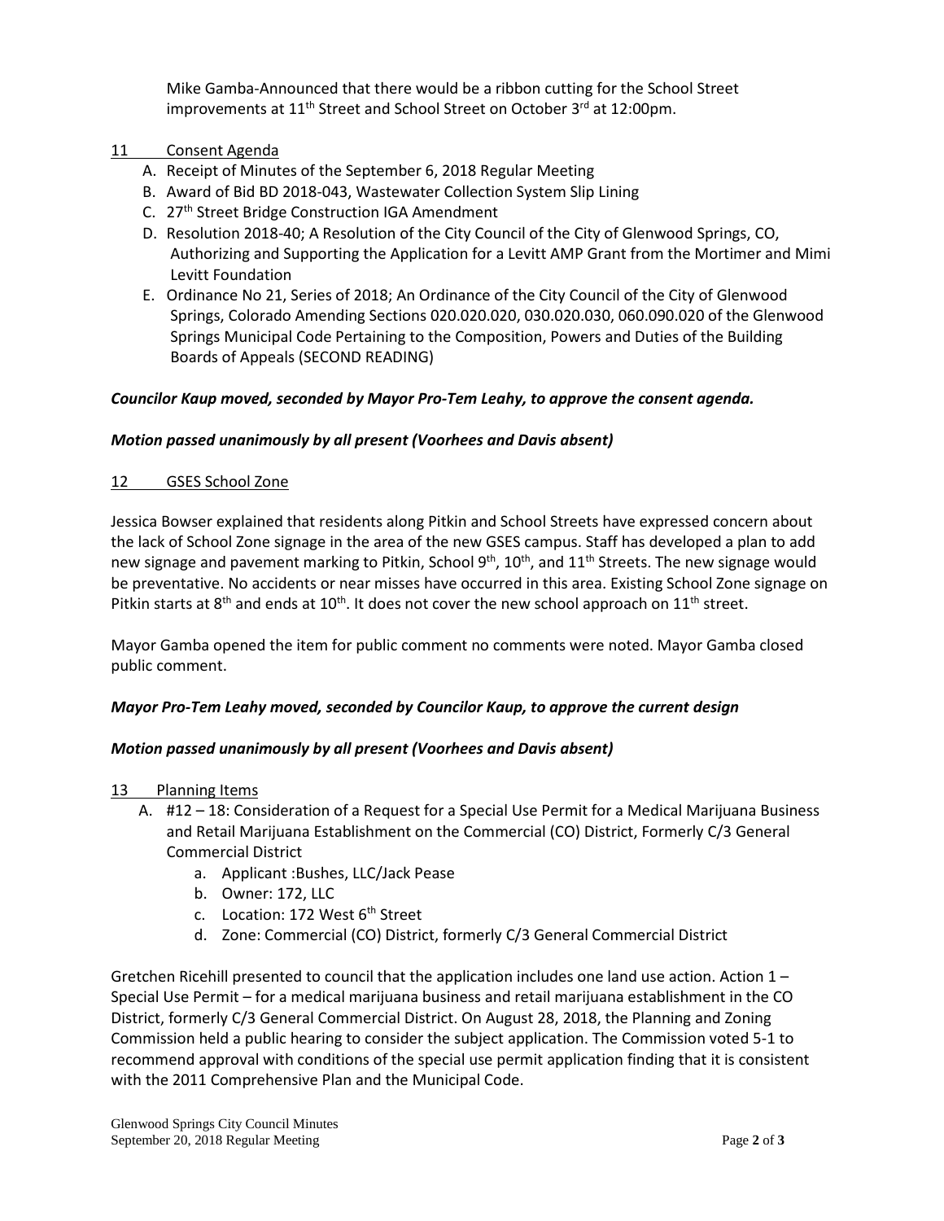Mike Gamba-Announced that there would be a ribbon cutting for the School Street improvements at 11th Street and School Street on October 3rd at 12:00pm.

11 Consent Agenda

A. Receipt of Minutes of the September 6, 2018 Regular Meeting
B. Award of Bid BD 2018-043, Wastewater Collection System Slip Lining
C. 27th Street Bridge Construction IGA Amendment
D. Resolution 2018-40; A Resolution of the City Council of the City of Glenwood Springs, CO, Authorizing and Supporting the Application for a Levitt AMP Grant from the Mortimer and Mimi Levitt Foundation
E. Ordinance No 21, Series of 2018; An Ordinance of the City Council of the City of Glenwood Springs, Colorado Amending Sections 020.020.020, 030.020.030, 060.090.020 of the Glenwood Springs Municipal Code Pertaining to the Composition, Powers and Duties of the Building Boards of Appeals (SECOND READING)

***Councilor Kaup moved, seconded by Mayor Pro-Tem Leahy, to approve the consent agenda.***

***Motion passed unanimously by all present (Voorhees and Davis absent)***

12 GSES School Zone

Jessica Bowser explained that residents along Pitkin and School Streets have expressed concern about the lack of School Zone signage in the area of the new GSES campus. Staff has developed a plan to add new signage and pavement marking to Pitkin, School 9th, 10th, and 11th Streets. The new signage would be preventative. No accidents or near misses have occurred in this area. Existing School Zone signage on Pitkin starts at 8th and ends at 10th. It does not cover the new school approach on 11th street.

Mayor Gamba opened the item for public comment no comments were noted. Mayor Gamba closed public comment.

***Mayor Pro-Tem Leahy moved, seconded by Councilor Kaup, to approve the current design***

***Motion passed unanimously by all present (Voorhees and Davis absent)***

13 Planning Items

A. #12 – 18: Consideration of a Request for a Special Use Permit for a Medical Marijuana Business and Retail Marijuana Establishment on the Commercial (CO) District, Formerly C/3 General Commercial District
   a. Applicant :Bushes, LLC/Jack Pease
   b. Owner: 172, LLC
   c. Location: 172 West 6th Street
   d. Zone: Commercial (CO) District, formerly C/3 General Commercial District

Gretchen Ricehill presented to council that the application includes one land use action. Action 1 – Special Use Permit – for a medical marijuana business and retail marijuana establishment in the CO District, formerly C/3 General Commercial District. On August 28, 2018, the Planning and Zoning Commission held a public hearing to consider the subject application. The Commission voted 5-1 to recommend approval with conditions of the special use permit application finding that it is consistent with the 2011 Comprehensive Plan and the Municipal Code.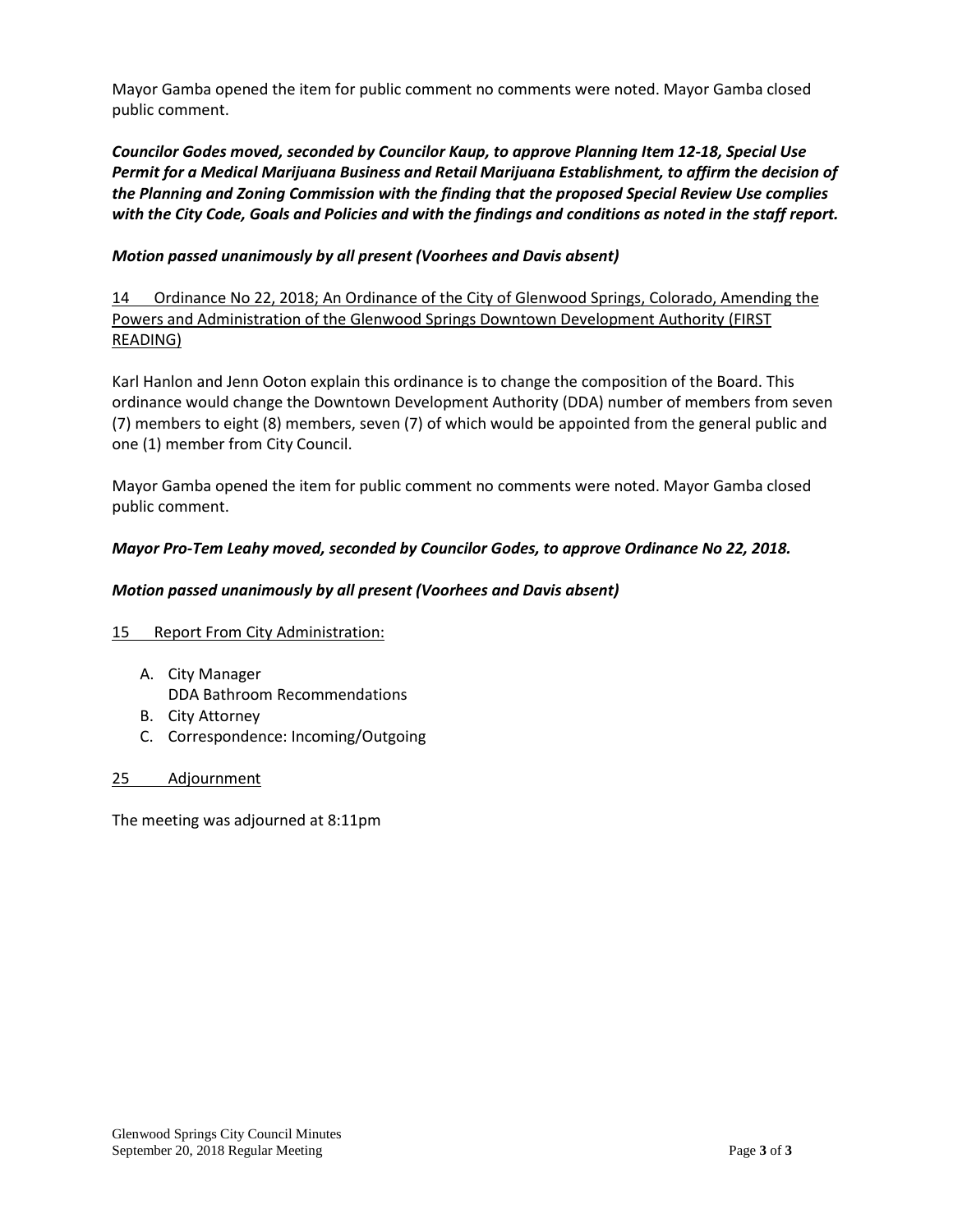Mayor Gamba opened the item for public comment no comments were noted. Mayor Gamba closed public comment.

***Councilor Godes moved, seconded by Councilor Kaup, to approve Planning Item 12-18, Special Use Permit for a Medical Marijuana Business and Retail Marijuana Establishment, to affirm the decision of the Planning and Zoning Commission with the finding that the proposed Special Review Use complies with the City Code, Goals and Policies and with the findings and conditions as noted in the staff report.***

***Motion passed unanimously by all present (Voorhees and Davis absent)***

<u>14 Ordinance No 22, 2018; An Ordinance of the City of Glenwood Springs, Colorado, Amending the Powers and Administration of the Glenwood Springs Downtown Development Authority (FIRST READING)</u>

Karl Hanlon and Jenn Ooton explain this ordinance is to change the composition of the Board. This ordinance would change the Downtown Development Authority (DDA) number of members from seven (7) members to eight (8) members, seven (7) of which would be appointed from the general public and one (1) member from City Council.

Mayor Gamba opened the item for public comment no comments were noted. Mayor Gamba closed public comment.

***Mayor Pro-Tem Leahy moved, seconded by Councilor Godes, to approve Ordinance No 22, 2018.***

***Motion passed unanimously by all present (Voorhees and Davis absent)***

<u>15 Report From City Administration:</u>

A. City Manager
   DDA Bathroom Recommendations
B. City Attorney
C. Correspondence: Incoming/Outgoing

<u>25 Adjournment</u>

The meeting was adjourned at 8:11pm